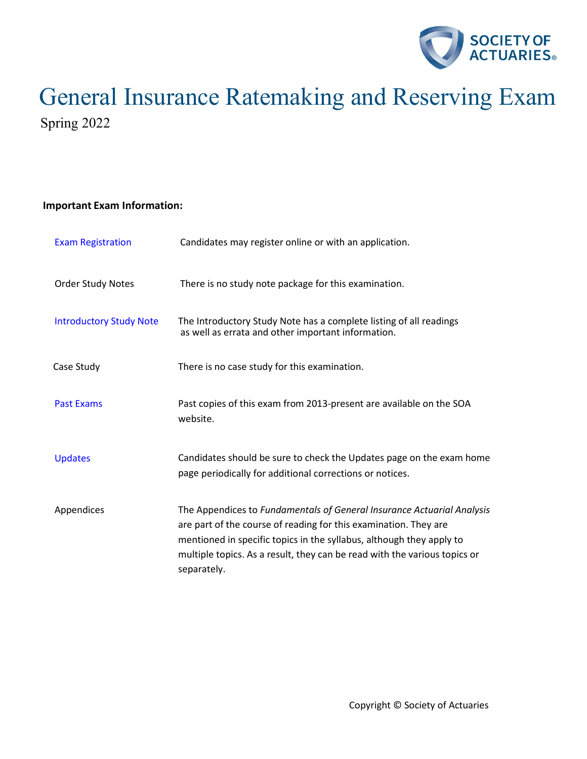SOCIETY OF ACTUARIES

# General Insurance Ratemaking and Reserving Exam

Spring 2022

**Important Exam Information:**

| | |
|---|---|
| Exam Registration | Candidates may register online or with an application. |
| Order Study Notes | There is no study note package for this examination. |
| Introductory Study Note | The Introductory Study Note has a complete listing of all readings as well as errata and other important information. |
| Case Study | There is no case study for this examination. |
| Past Exams | Past copies of this exam from 2013-present are available on the SOA website. |
| Updates | Candidates should be sure to check the Updates page on the exam home page periodically for additional corrections or notices. |
| Appendices | The Appendices to *Fundamentals of General Insurance Actuarial Analysis* are part of the course of reading for this examination. They are mentioned in specific topics in the syllabus, although they apply to multiple topics. As a result, they can be read with the various topics or separately. |

Copyright © Society of Actuaries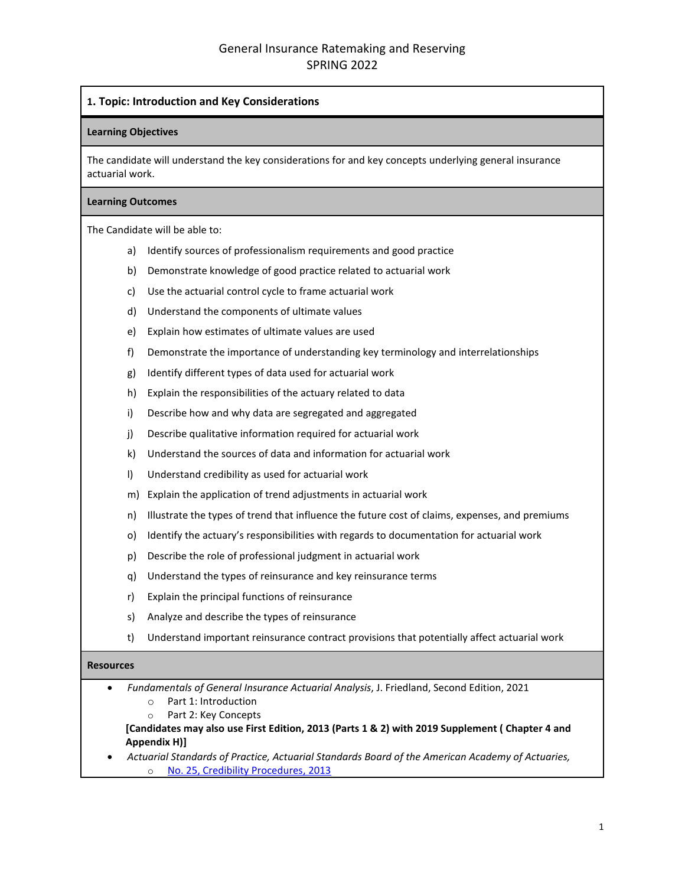# General Insurance Ratemaking and Reserving
# SPRING 2022

## 1. Topic: Introduction and Key Considerations

### Learning Objectives

The candidate will understand the key considerations for and key concepts underlying general insurance actuarial work.

### Learning Outcomes

The Candidate will be able to:

a) Identify sources of professionalism requirements and good practice

b) Demonstrate knowledge of good practice related to actuarial work

c) Use the actuarial control cycle to frame actuarial work

d) Understand the components of ultimate values

e) Explain how estimates of ultimate values are used

f) Demonstrate the importance of understanding key terminology and interrelationships

g) Identify different types of data used for actuarial work

h) Explain the responsibilities of the actuary related to data

i) Describe how and why data are segregated and aggregated

j) Describe qualitative information required for actuarial work

k) Understand the sources of data and information for actuarial work

l) Understand credibility as used for actuarial work

m) Explain the application of trend adjustments in actuarial work

n) Illustrate the types of trend that influence the future cost of claims, expenses, and premiums

o) Identify the actuary's responsibilities with regards to documentation for actuarial work

p) Describe the role of professional judgment in actuarial work

q) Understand the types of reinsurance and key reinsurance terms

r) Explain the principal functions of reinsurance

s) Analyze and describe the types of reinsurance

t) Understand important reinsurance contract provisions that potentially affect actuarial work

### Resources

- *Fundamentals of General Insurance Actuarial Analysis*, J. Friedland, Second Edition, 2021
  - Part 1: Introduction
  - Part 2: Key Concepts

  **[Candidates may also use First Edition, 2013 (Parts 1 & 2) with 2019 Supplement ( Chapter 4 and Appendix H)]**
- *Actuarial Standards of Practice, Actuarial Standards Board of the American Academy of Actuaries,*
  - No. 25, Credibility Procedures, 2013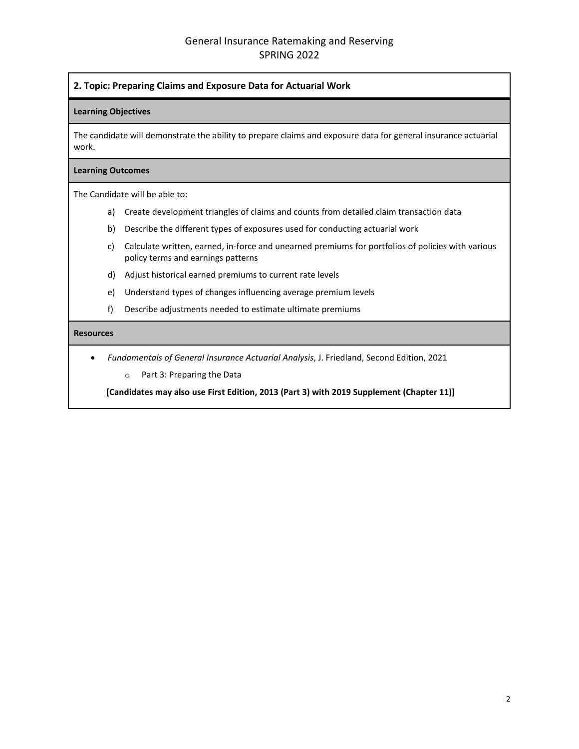## 2. Topic: Preparing Claims and Exposure Data for Actuarial Work

### Learning Objectives

The candidate will demonstrate the ability to prepare claims and exposure data for general insurance actuarial work.

### Learning Outcomes

The Candidate will be able to:

a) Create development triangles of claims and counts from detailed claim transaction data

b) Describe the different types of exposures used for conducting actuarial work

c) Calculate written, earned, in-force and unearned premiums for portfolios of policies with various policy terms and earnings patterns

d) Adjust historical earned premiums to current rate levels

e) Understand types of changes influencing average premium levels

f) Describe adjustments needed to estimate ultimate premiums

### Resources

- *Fundamentals of General Insurance Actuarial Analysis*, J. Friedland, Second Edition, 2021
  - Part 3: Preparing the Data

  **[Candidates may also use First Edition, 2013 (Part 3) with 2019 Supplement (Chapter 11)]**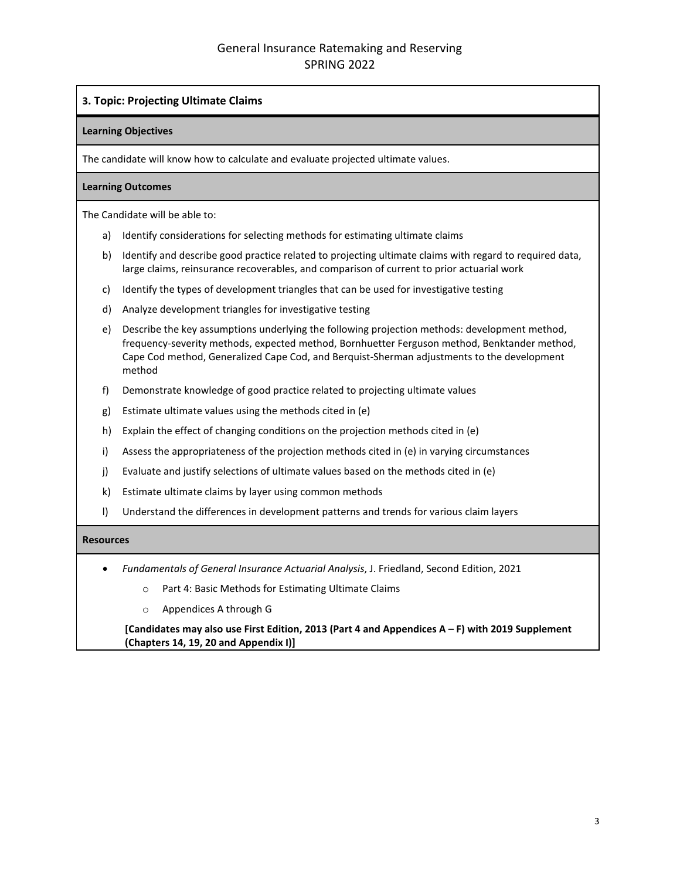## 3. Topic: Projecting Ultimate Claims

**Learning Objectives**

The candidate will know how to calculate and evaluate projected ultimate values.

**Learning Outcomes**

The Candidate will be able to:

a) Identify considerations for selecting methods for estimating ultimate claims

b) Identify and describe good practice related to projecting ultimate claims with regard to required data, large claims, reinsurance recoverables, and comparison of current to prior actuarial work

c) Identify the types of development triangles that can be used for investigative testing

d) Analyze development triangles for investigative testing

e) Describe the key assumptions underlying the following projection methods: development method, frequency-severity methods, expected method, Bornhuetter Ferguson method, Benktander method, Cape Cod method, Generalized Cape Cod, and Berquist-Sherman adjustments to the development method

f) Demonstrate knowledge of good practice related to projecting ultimate values

g) Estimate ultimate values using the methods cited in (e)

h) Explain the effect of changing conditions on the projection methods cited in (e)

i) Assess the appropriateness of the projection methods cited in (e) in varying circumstances

j) Evaluate and justify selections of ultimate values based on the methods cited in (e)

k) Estimate ultimate claims by layer using common methods

l) Understand the differences in development patterns and trends for various claim layers

**Resources**

- *Fundamentals of General Insurance Actuarial Analysis*, J. Friedland, Second Edition, 2021
  - Part 4: Basic Methods for Estimating Ultimate Claims
  - Appendices A through G

**[Candidates may also use First Edition, 2013 (Part 4 and Appendices A – F) with 2019 Supplement (Chapters 14, 19, 20 and Appendix I)]**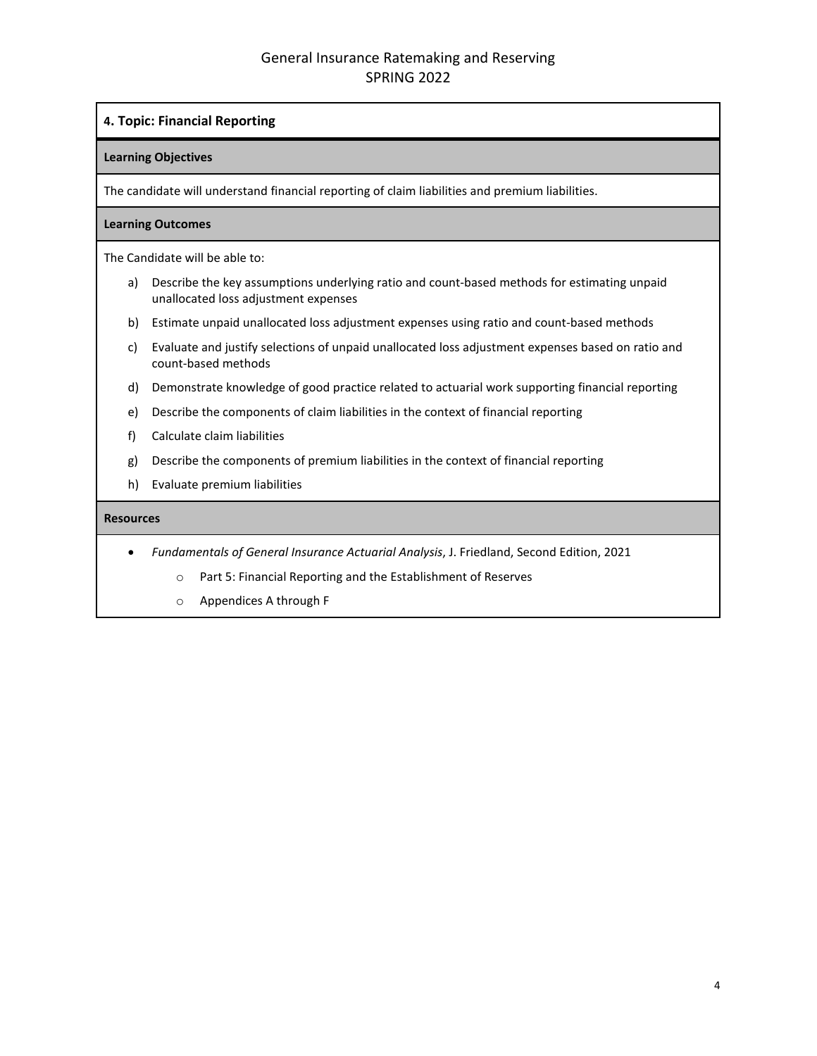## 4. Topic: Financial Reporting

**Learning Objectives**

The candidate will understand financial reporting of claim liabilities and premium liabilities.

**Learning Outcomes**

The Candidate will be able to:

a) Describe the key assumptions underlying ratio and count-based methods for estimating unpaid unallocated loss adjustment expenses

b) Estimate unpaid unallocated loss adjustment expenses using ratio and count-based methods

c) Evaluate and justify selections of unpaid unallocated loss adjustment expenses based on ratio and count-based methods

d) Demonstrate knowledge of good practice related to actuarial work supporting financial reporting

e) Describe the components of claim liabilities in the context of financial reporting

f) Calculate claim liabilities

g) Describe the components of premium liabilities in the context of financial reporting

h) Evaluate premium liabilities

**Resources**

- *Fundamentals of General Insurance Actuarial Analysis*, J. Friedland, Second Edition, 2021
  - Part 5: Financial Reporting and the Establishment of Reserves
  - Appendices A through F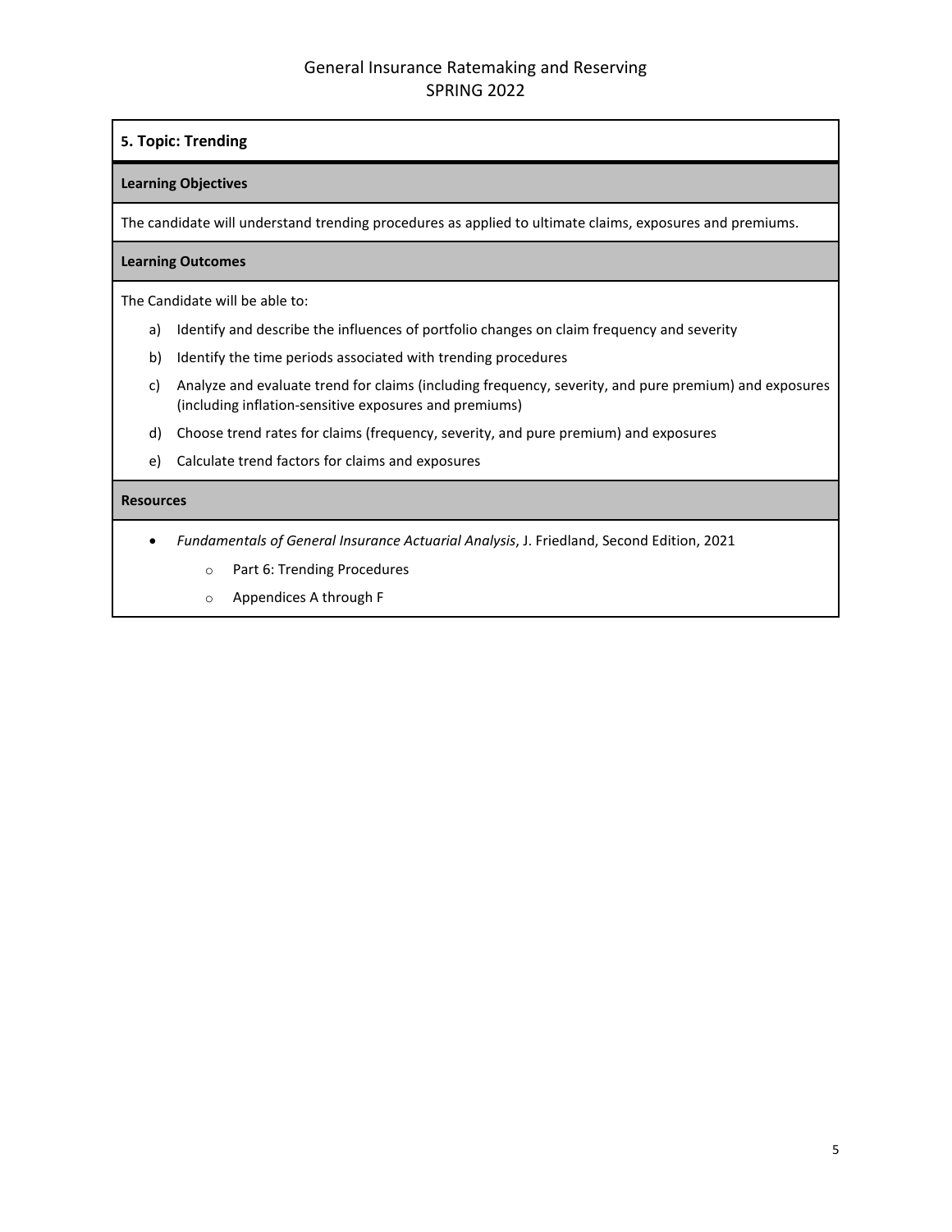## 5. Topic: Trending

### Learning Objectives

The candidate will understand trending procedures as applied to ultimate claims, exposures and premiums.

### Learning Outcomes

The Candidate will be able to:

a) Identify and describe the influences of portfolio changes on claim frequency and severity

b) Identify the time periods associated with trending procedures

c) Analyze and evaluate trend for claims (including frequency, severity, and pure premium) and exposures (including inflation-sensitive exposures and premiums)

d) Choose trend rates for claims (frequency, severity, and pure premium) and exposures

e) Calculate trend factors for claims and exposures

### Resources

- *Fundamentals of General Insurance Actuarial Analysis*, J. Friedland, Second Edition, 2021
  - Part 6: Trending Procedures
  - Appendices A through F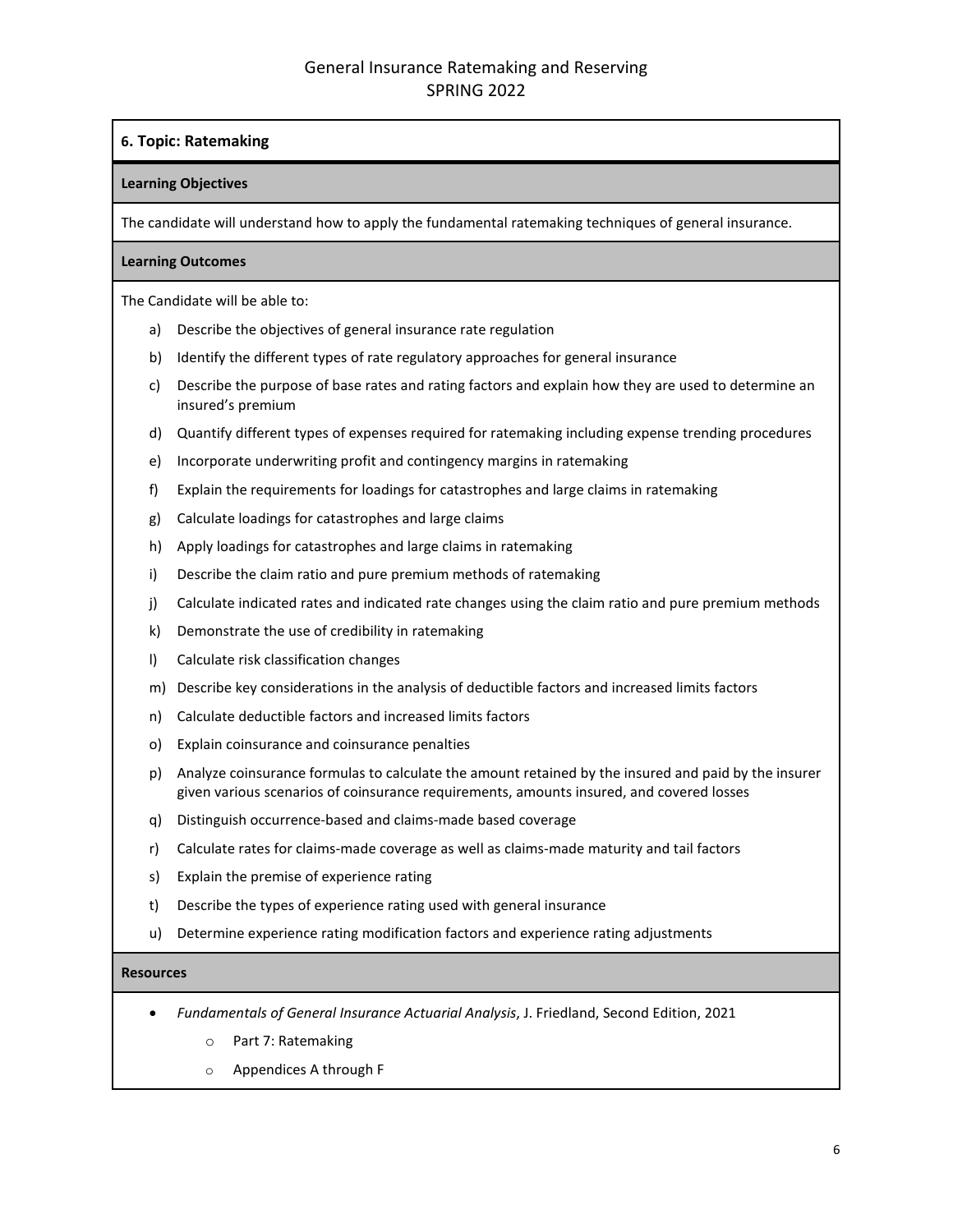## 6. Topic: Ratemaking

### Learning Objectives

The candidate will understand how to apply the fundamental ratemaking techniques of general insurance.

### Learning Outcomes

The Candidate will be able to:

a) Describe the objectives of general insurance rate regulation
b) Identify the different types of rate regulatory approaches for general insurance
c) Describe the purpose of base rates and rating factors and explain how they are used to determine an insured's premium
d) Quantify different types of expenses required for ratemaking including expense trending procedures
e) Incorporate underwriting profit and contingency margins in ratemaking
f) Explain the requirements for loadings for catastrophes and large claims in ratemaking
g) Calculate loadings for catastrophes and large claims
h) Apply loadings for catastrophes and large claims in ratemaking
i) Describe the claim ratio and pure premium methods of ratemaking
j) Calculate indicated rates and indicated rate changes using the claim ratio and pure premium methods
k) Demonstrate the use of credibility in ratemaking
l) Calculate risk classification changes
m) Describe key considerations in the analysis of deductible factors and increased limits factors
n) Calculate deductible factors and increased limits factors
o) Explain coinsurance and coinsurance penalties
p) Analyze coinsurance formulas to calculate the amount retained by the insured and paid by the insurer given various scenarios of coinsurance requirements, amounts insured, and covered losses
q) Distinguish occurrence-based and claims-made based coverage
r) Calculate rates for claims-made coverage as well as claims-made maturity and tail factors
s) Explain the premise of experience rating
t) Describe the types of experience rating used with general insurance
u) Determine experience rating modification factors and experience rating adjustments

### Resources

- *Fundamentals of General Insurance Actuarial Analysis*, J. Friedland, Second Edition, 2021
  - Part 7: Ratemaking
  - Appendices A through F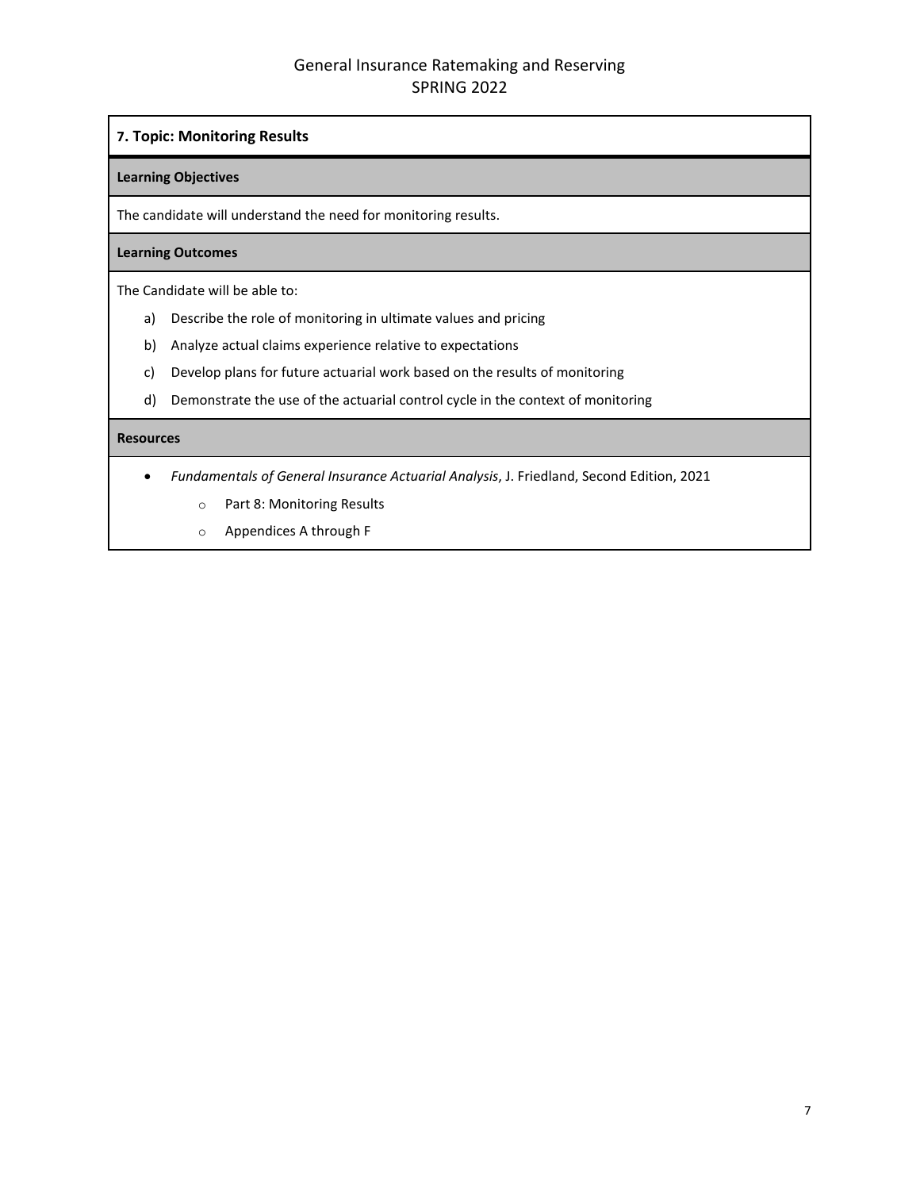## 7. Topic: Monitoring Results

**Learning Objectives**

The candidate will understand the need for monitoring results.

**Learning Outcomes**

The Candidate will be able to:

a) Describe the role of monitoring in ultimate values and pricing
b) Analyze actual claims experience relative to expectations
c) Develop plans for future actuarial work based on the results of monitoring
d) Demonstrate the use of the actuarial control cycle in the context of monitoring

**Resources**

- *Fundamentals of General Insurance Actuarial Analysis*, J. Friedland, Second Edition, 2021
    - Part 8: Monitoring Results
    - Appendices A through F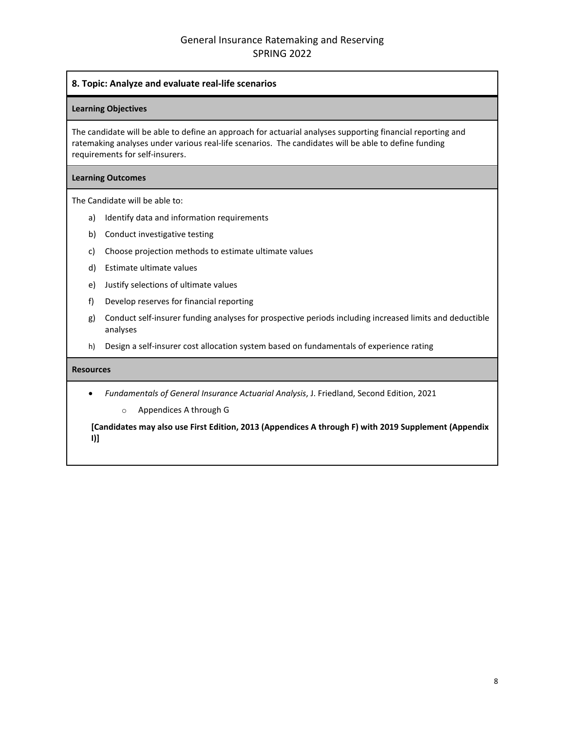## 8. Topic: Analyze and evaluate real-life scenarios

**Learning Objectives**

The candidate will be able to define an approach for actuarial analyses supporting financial reporting and ratemaking analyses under various real-life scenarios. The candidates will be able to define funding requirements for self-insurers.

**Learning Outcomes**

The Candidate will be able to:

a) Identify data and information requirements
b) Conduct investigative testing
c) Choose projection methods to estimate ultimate values
d) Estimate ultimate values
e) Justify selections of ultimate values
f) Develop reserves for financial reporting
g) Conduct self-insurer funding analyses for prospective periods including increased limits and deductible analyses
h) Design a self-insurer cost allocation system based on fundamentals of experience rating

**Resources**

- *Fundamentals of General Insurance Actuarial Analysis*, J. Friedland, Second Edition, 2021
  - Appendices A through G

**[Candidates may also use First Edition, 2013 (Appendices A through F) with 2019 Supplement (Appendix I)]**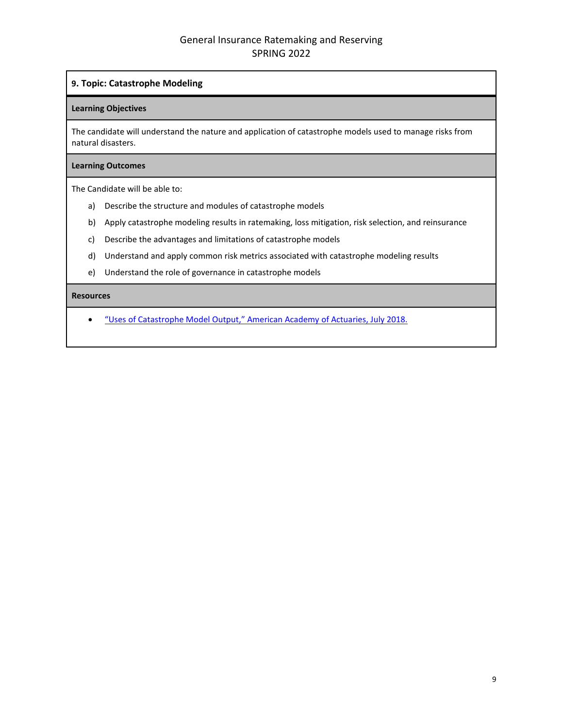## 9. Topic: Catastrophe Modeling

**Learning Objectives**

The candidate will understand the nature and application of catastrophe models used to manage risks from natural disasters.

**Learning Outcomes**

The Candidate will be able to:

a) Describe the structure and modules of catastrophe models

b) Apply catastrophe modeling results in ratemaking, loss mitigation, risk selection, and reinsurance

c) Describe the advantages and limitations of catastrophe models

d) Understand and apply common risk metrics associated with catastrophe modeling results

e) Understand the role of governance in catastrophe models

**Resources**

- "Uses of Catastrophe Model Output," American Academy of Actuaries, July 2018.